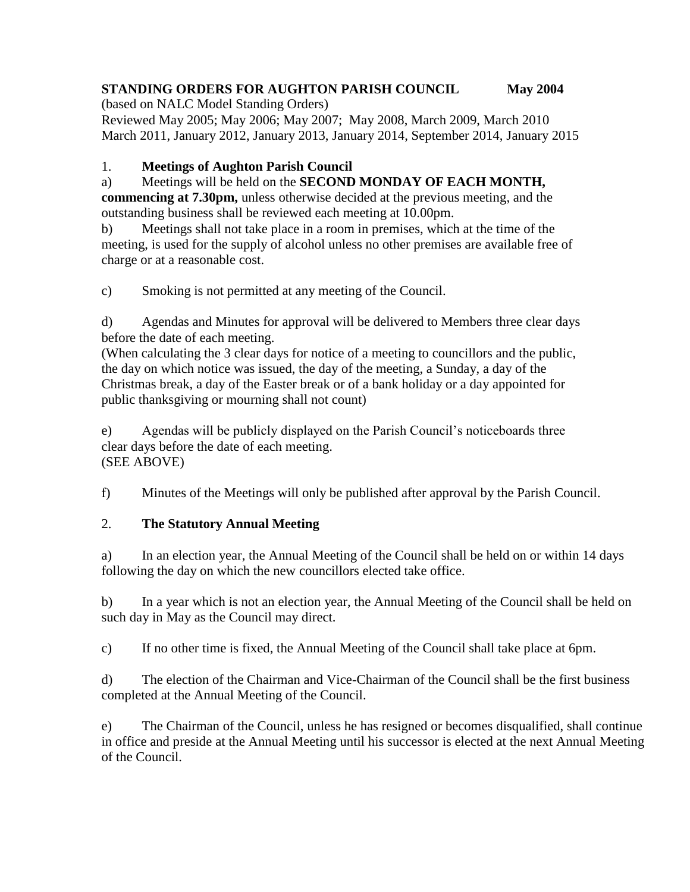**STANDING ORDERS FOR AUGHTON PARISH COUNCIL May 2004**

(based on NALC Model Standing Orders)
Reviewed May 2005; May 2006; May 2007; May 2008, March 2009, March 2010
March 2011, January 2012, January 2013, January 2014, September 2014, January 2015

## 1. Meetings of Aughton Parish Council

a) Meetings will be held on the **SECOND MONDAY OF EACH MONTH, commencing at 7.30pm,** unless otherwise decided at the previous meeting, and the outstanding business shall be reviewed each meeting at 10.00pm.

b) Meetings shall not take place in a room in premises, which at the time of the meeting, is used for the supply of alcohol unless no other premises are available free of charge or at a reasonable cost.

c) Smoking is not permitted at any meeting of the Council.

d) Agendas and Minutes for approval will be delivered to Members three clear days before the date of each meeting.
(When calculating the 3 clear days for notice of a meeting to councillors and the public, the day on which notice was issued, the day of the meeting, a Sunday, a day of the Christmas break, a day of the Easter break or of a bank holiday or a day appointed for public thanksgiving or mourning shall not count)

e) Agendas will be publicly displayed on the Parish Council's noticeboards three clear days before the date of each meeting.
(SEE ABOVE)

f) Minutes of the Meetings will only be published after approval by the Parish Council.

## 2. The Statutory Annual Meeting

a) In an election year, the Annual Meeting of the Council shall be held on or within 14 days following the day on which the new councillors elected take office.

b) In a year which is not an election year, the Annual Meeting of the Council shall be held on such day in May as the Council may direct.

c) If no other time is fixed, the Annual Meeting of the Council shall take place at 6pm.

d) The election of the Chairman and Vice-Chairman of the Council shall be the first business completed at the Annual Meeting of the Council.

e) The Chairman of the Council, unless he has resigned or becomes disqualified, shall continue in office and preside at the Annual Meeting until his successor is elected at the next Annual Meeting of the Council.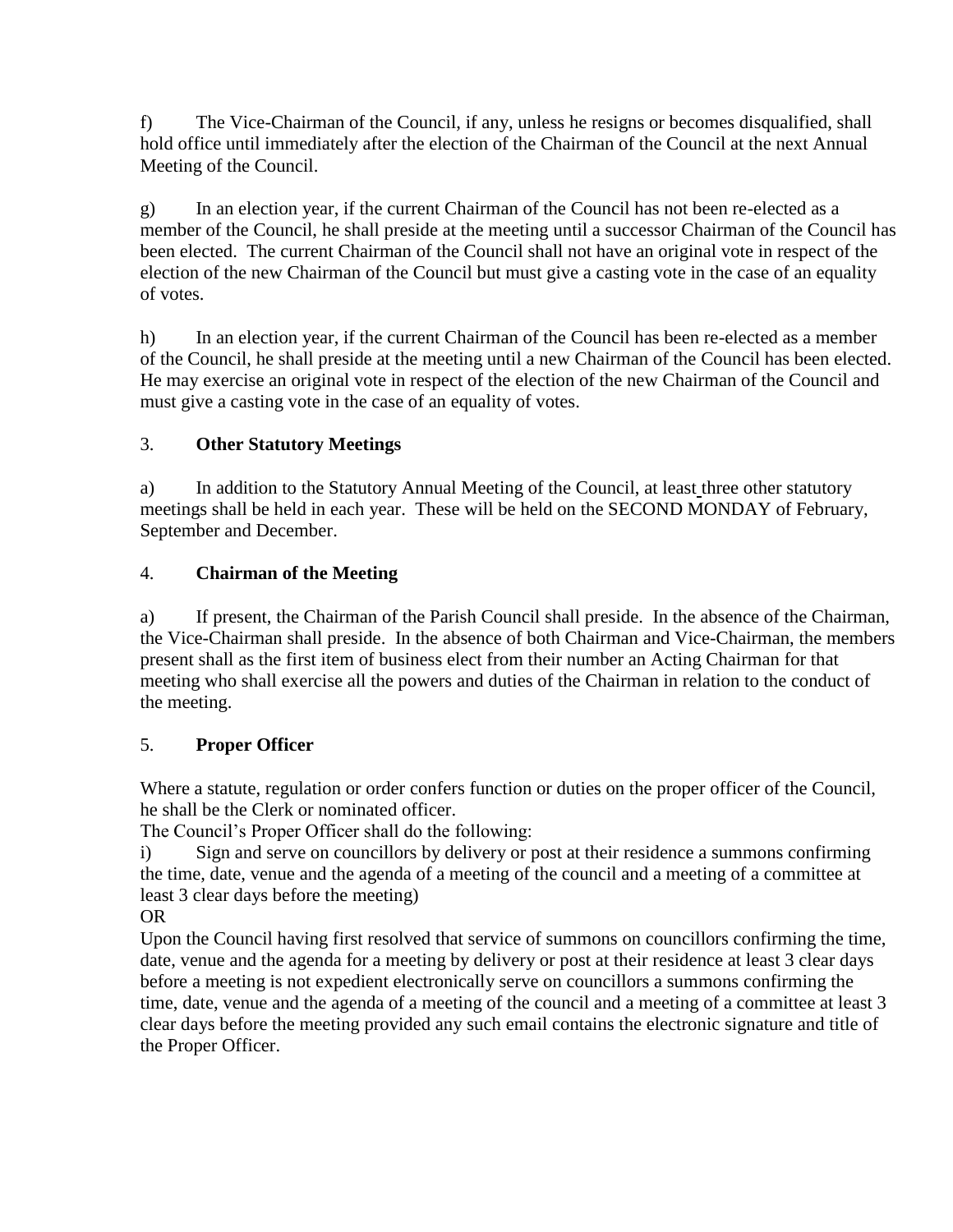f) The Vice-Chairman of the Council, if any, unless he resigns or becomes disqualified, shall hold office until immediately after the election of the Chairman of the Council at the next Annual Meeting of the Council.

g) In an election year, if the current Chairman of the Council has not been re-elected as a member of the Council, he shall preside at the meeting until a successor Chairman of the Council has been elected. The current Chairman of the Council shall not have an original vote in respect of the election of the new Chairman of the Council but must give a casting vote in the case of an equality of votes.

h) In an election year, if the current Chairman of the Council has been re-elected as a member of the Council, he shall preside at the meeting until a new Chairman of the Council has been elected. He may exercise an original vote in respect of the election of the new Chairman of the Council and must give a casting vote in the case of an equality of votes.

## 3. **Other Statutory Meetings**

a) In addition to the Statutory Annual Meeting of the Council, at least three other statutory meetings shall be held in each year. These will be held on the SECOND MONDAY of February, September and December.

## 4. **Chairman of the Meeting**

a) If present, the Chairman of the Parish Council shall preside. In the absence of the Chairman, the Vice-Chairman shall preside. In the absence of both Chairman and Vice-Chairman, the members present shall as the first item of business elect from their number an Acting Chairman for that meeting who shall exercise all the powers and duties of the Chairman in relation to the conduct of the meeting.

## 5. **Proper Officer**

Where a statute, regulation or order confers function or duties on the proper officer of the Council, he shall be the Clerk or nominated officer.

The Council's Proper Officer shall do the following:

i) Sign and serve on councillors by delivery or post at their residence a summons confirming the time, date, venue and the agenda of a meeting of the council and a meeting of a committee at least 3 clear days before the meeting)

OR

Upon the Council having first resolved that service of summons on councillors confirming the time, date, venue and the agenda for a meeting by delivery or post at their residence at least 3 clear days before a meeting is not expedient electronically serve on councillors a summons confirming the time, date, venue and the agenda of a meeting of the council and a meeting of a committee at least 3 clear days before the meeting provided any such email contains the electronic signature and title of the Proper Officer.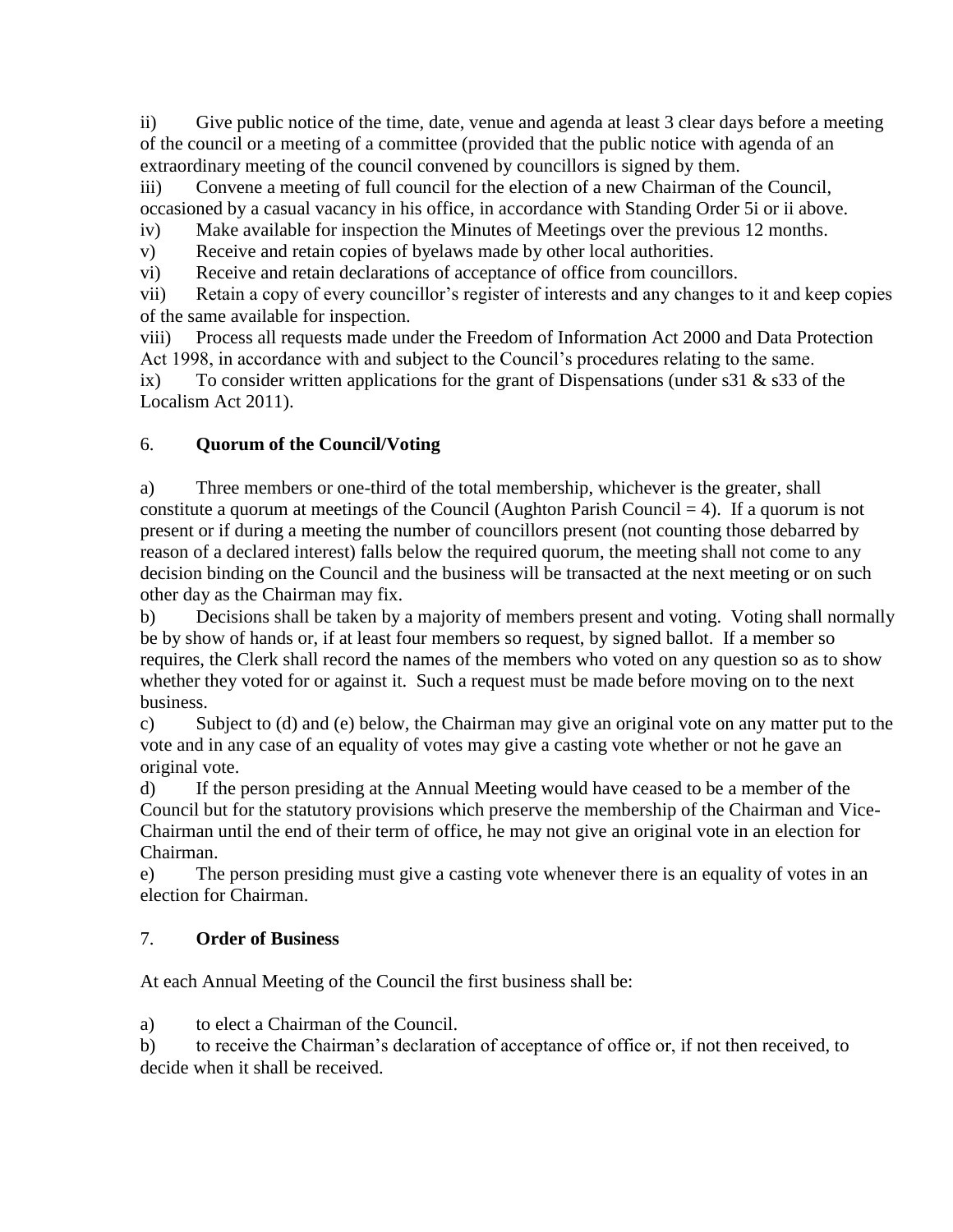ii) Give public notice of the time, date, venue and agenda at least 3 clear days before a meeting of the council or a meeting of a committee (provided that the public notice with agenda of an extraordinary meeting of the council convened by councillors is signed by them.

iii) Convene a meeting of full council for the election of a new Chairman of the Council, occasioned by a casual vacancy in his office, in accordance with Standing Order 5i or ii above.

iv) Make available for inspection the Minutes of Meetings over the previous 12 months.

v) Receive and retain copies of byelaws made by other local authorities.

vi) Receive and retain declarations of acceptance of office from councillors.

vii) Retain a copy of every councillor's register of interests and any changes to it and keep copies of the same available for inspection.

viii) Process all requests made under the Freedom of Information Act 2000 and Data Protection Act 1998, in accordance with and subject to the Council's procedures relating to the same.

ix) To consider written applications for the grant of Dispensations (under s31 & s33 of the Localism Act 2011).

## 6. **Quorum of the Council/Voting**

a) Three members or one-third of the total membership, whichever is the greater, shall constitute a quorum at meetings of the Council (Aughton Parish Council = 4). If a quorum is not present or if during a meeting the number of councillors present (not counting those debarred by reason of a declared interest) falls below the required quorum, the meeting shall not come to any decision binding on the Council and the business will be transacted at the next meeting or on such other day as the Chairman may fix.

b) Decisions shall be taken by a majority of members present and voting. Voting shall normally be by show of hands or, if at least four members so request, by signed ballot. If a member so requires, the Clerk shall record the names of the members who voted on any question so as to show whether they voted for or against it. Such a request must be made before moving on to the next business.

c) Subject to (d) and (e) below, the Chairman may give an original vote on any matter put to the vote and in any case of an equality of votes may give a casting vote whether or not he gave an original vote.

d) If the person presiding at the Annual Meeting would have ceased to be a member of the Council but for the statutory provisions which preserve the membership of the Chairman and Vice-Chairman until the end of their term of office, he may not give an original vote in an election for Chairman.

e) The person presiding must give a casting vote whenever there is an equality of votes in an election for Chairman.

## 7. **Order of Business**

At each Annual Meeting of the Council the first business shall be:

a) to elect a Chairman of the Council.

b) to receive the Chairman's declaration of acceptance of office or, if not then received, to decide when it shall be received.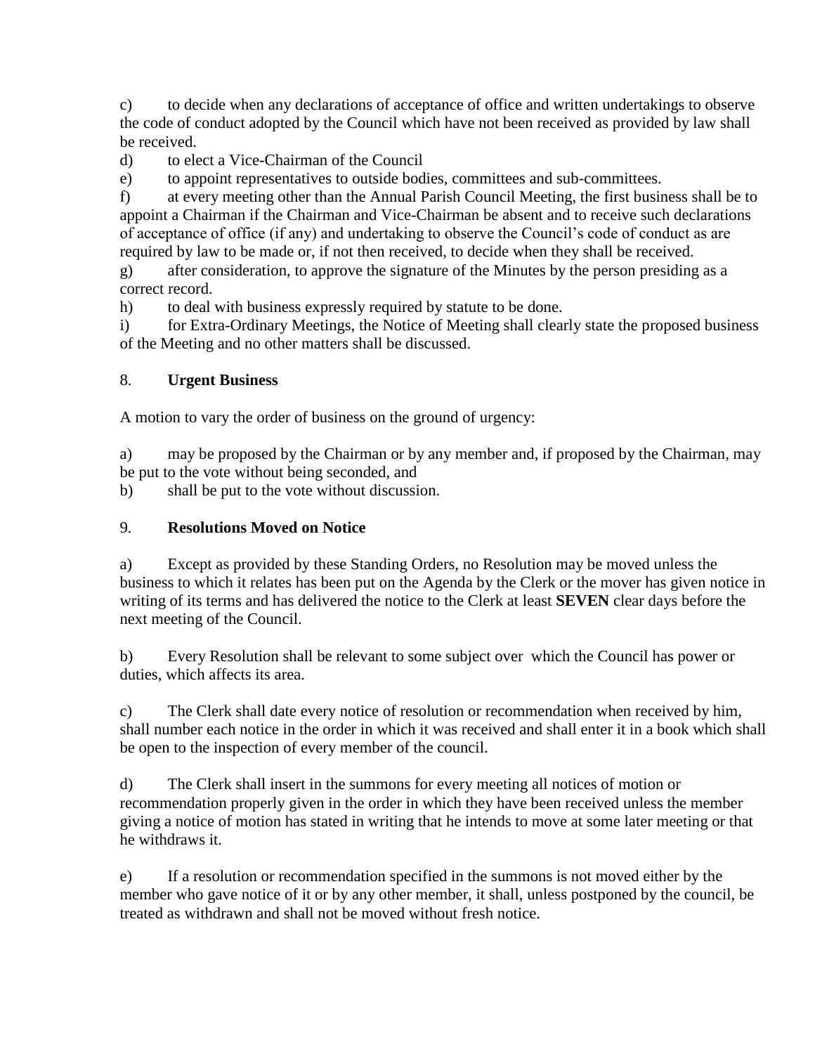c) to decide when any declarations of acceptance of office and written undertakings to observe the code of conduct adopted by the Council which have not been received as provided by law shall be received.

d) to elect a Vice-Chairman of the Council

e) to appoint representatives to outside bodies, committees and sub-committees.

f) at every meeting other than the Annual Parish Council Meeting, the first business shall be to appoint a Chairman if the Chairman and Vice-Chairman be absent and to receive such declarations of acceptance of office (if any) and undertaking to observe the Council's code of conduct as are required by law to be made or, if not then received, to decide when they shall be received.

g) after consideration, to approve the signature of the Minutes by the person presiding as a correct record.

h) to deal with business expressly required by statute to be done.

i) for Extra-Ordinary Meetings, the Notice of Meeting shall clearly state the proposed business of the Meeting and no other matters shall be discussed.

## 8. **Urgent Business**

A motion to vary the order of business on the ground of urgency:

a) may be proposed by the Chairman or by any member and, if proposed by the Chairman, may be put to the vote without being seconded, and

b) shall be put to the vote without discussion.

## 9. **Resolutions Moved on Notice**

a) Except as provided by these Standing Orders, no Resolution may be moved unless the business to which it relates has been put on the Agenda by the Clerk or the mover has given notice in writing of its terms and has delivered the notice to the Clerk at least **SEVEN** clear days before the next meeting of the Council.

b) Every Resolution shall be relevant to some subject over which the Council has power or duties, which affects its area.

c) The Clerk shall date every notice of resolution or recommendation when received by him, shall number each notice in the order in which it was received and shall enter it in a book which shall be open to the inspection of every member of the council.

d) The Clerk shall insert in the summons for every meeting all notices of motion or recommendation properly given in the order in which they have been received unless the member giving a notice of motion has stated in writing that he intends to move at some later meeting or that he withdraws it.

e) If a resolution or recommendation specified in the summons is not moved either by the member who gave notice of it or by any other member, it shall, unless postponed by the council, be treated as withdrawn and shall not be moved without fresh notice.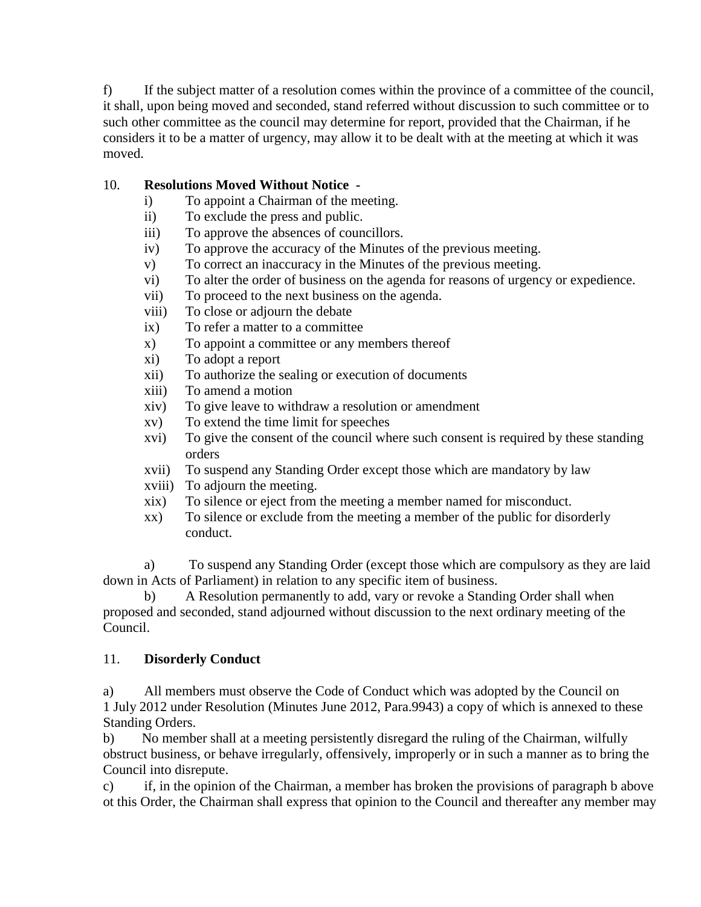f) If the subject matter of a resolution comes within the province of a committee of the council, it shall, upon being moved and seconded, stand referred without discussion to such committee or to such other committee as the council may determine for report, provided that the Chairman, if he considers it to be a matter of urgency, may allow it to be dealt with at the meeting at which it was moved.

10. **Resolutions Moved Without Notice -**

i) To appoint a Chairman of the meeting.
ii) To exclude the press and public.
iii) To approve the absences of councillors.
iv) To approve the accuracy of the Minutes of the previous meeting.
v) To correct an inaccuracy in the Minutes of the previous meeting.
vi) To alter the order of business on the agenda for reasons of urgency or expedience.
vii) To proceed to the next business on the agenda.
viii) To close or adjourn the debate
ix) To refer a matter to a committee
x) To appoint a committee or any members thereof
xi) To adopt a report
xii) To authorize the sealing or execution of documents
xiii) To amend a motion
xiv) To give leave to withdraw a resolution or amendment
xv) To extend the time limit for speeches
xvi) To give the consent of the council where such consent is required by these standing orders
xvii) To suspend any Standing Order except those which are mandatory by law
xviii) To adjourn the meeting.
xix) To silence or eject from the meeting a member named for misconduct.
xx) To silence or exclude from the meeting a member of the public for disorderly conduct.

a) To suspend any Standing Order (except those which are compulsory as they are laid down in Acts of Parliament) in relation to any specific item of business.

b) A Resolution permanently to add, vary or revoke a Standing Order shall when proposed and seconded, stand adjourned without discussion to the next ordinary meeting of the Council.

11. **Disorderly Conduct**

a) All members must observe the Code of Conduct which was adopted by the Council on 1 July 2012 under Resolution (Minutes June 2012, Para.9943) a copy of which is annexed to these Standing Orders.

b) No member shall at a meeting persistently disregard the ruling of the Chairman, wilfully obstruct business, or behave irregularly, offensively, improperly or in such a manner as to bring the Council into disrepute.

c) if, in the opinion of the Chairman, a member has broken the provisions of paragraph b above ot this Order, the Chairman shall express that opinion to the Council and thereafter any member may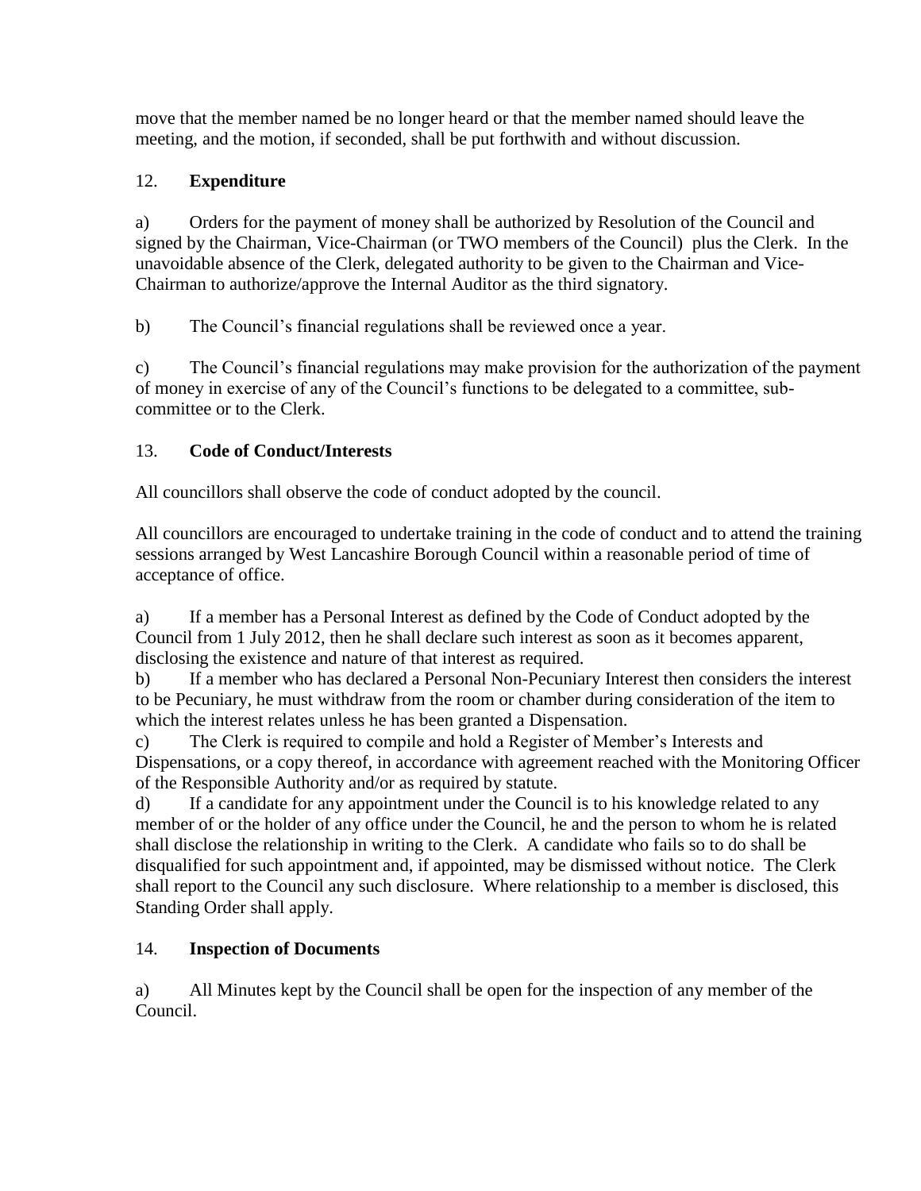move that the member named be no longer heard or that the member named should leave the meeting, and the motion, if seconded, shall be put forthwith and without discussion.

## 12. **Expenditure**

a) Orders for the payment of money shall be authorized by Resolution of the Council and signed by the Chairman, Vice-Chairman (or TWO members of the Council) plus the Clerk. In the unavoidable absence of the Clerk, delegated authority to be given to the Chairman and Vice-Chairman to authorize/approve the Internal Auditor as the third signatory.

b) The Council's financial regulations shall be reviewed once a year.

c) The Council's financial regulations may make provision for the authorization of the payment of money in exercise of any of the Council's functions to be delegated to a committee, sub-committee or to the Clerk.

## 13. **Code of Conduct/Interests**

All councillors shall observe the code of conduct adopted by the council.

All councillors are encouraged to undertake training in the code of conduct and to attend the training sessions arranged by West Lancashire Borough Council within a reasonable period of time of acceptance of office.

a) If a member has a Personal Interest as defined by the Code of Conduct adopted by the Council from 1 July 2012, then he shall declare such interest as soon as it becomes apparent, disclosing the existence and nature of that interest as required.

b) If a member who has declared a Personal Non-Pecuniary Interest then considers the interest to be Pecuniary, he must withdraw from the room or chamber during consideration of the item to which the interest relates unless he has been granted a Dispensation.

c) The Clerk is required to compile and hold a Register of Member's Interests and Dispensations, or a copy thereof, in accordance with agreement reached with the Monitoring Officer of the Responsible Authority and/or as required by statute.

d) If a candidate for any appointment under the Council is to his knowledge related to any member of or the holder of any office under the Council, he and the person to whom he is related shall disclose the relationship in writing to the Clerk. A candidate who fails so to do shall be disqualified for such appointment and, if appointed, may be dismissed without notice. The Clerk shall report to the Council any such disclosure. Where relationship to a member is disclosed, this Standing Order shall apply.

## 14. **Inspection of Documents**

a) All Minutes kept by the Council shall be open for the inspection of any member of the Council.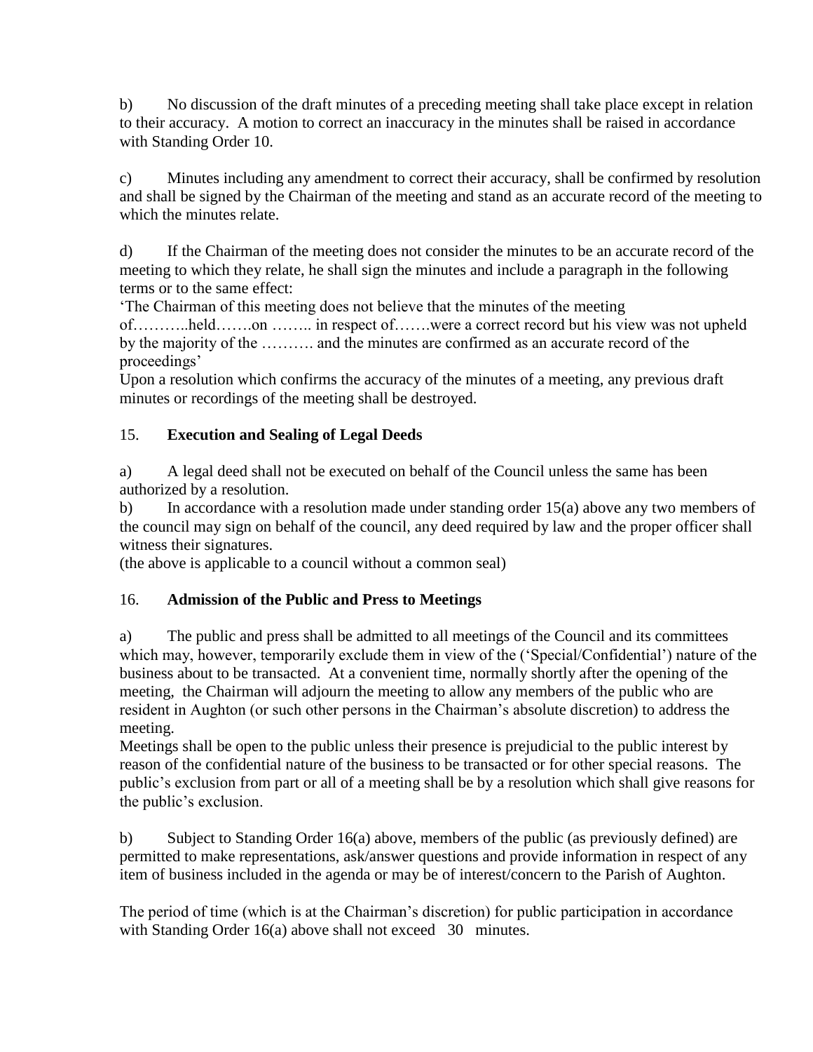b) No discussion of the draft minutes of a preceding meeting shall take place except in relation to their accuracy. A motion to correct an inaccuracy in the minutes shall be raised in accordance with Standing Order 10.

c) Minutes including any amendment to correct their accuracy, shall be confirmed by resolution and shall be signed by the Chairman of the meeting and stand as an accurate record of the meeting to which the minutes relate.

d) If the Chairman of the meeting does not consider the minutes to be an accurate record of the meeting to which they relate, he shall sign the minutes and include a paragraph in the following terms or to the same effect:

'The Chairman of this meeting does not believe that the minutes of the meeting of………..held…….on …….. in respect of…….were a correct record but his view was not upheld by the majority of the ………. and the minutes are confirmed as an accurate record of the proceedings'

Upon a resolution which confirms the accuracy of the minutes of a meeting, any previous draft minutes or recordings of the meeting shall be destroyed.

## 15. **Execution and Sealing of Legal Deeds**

a) A legal deed shall not be executed on behalf of the Council unless the same has been authorized by a resolution.

b) In accordance with a resolution made under standing order 15(a) above any two members of the council may sign on behalf of the council, any deed required by law and the proper officer shall witness their signatures.

(the above is applicable to a council without a common seal)

## 16. **Admission of the Public and Press to Meetings**

a) The public and press shall be admitted to all meetings of the Council and its committees which may, however, temporarily exclude them in view of the ('Special/Confidential') nature of the business about to be transacted. At a convenient time, normally shortly after the opening of the meeting, the Chairman will adjourn the meeting to allow any members of the public who are resident in Aughton (or such other persons in the Chairman's absolute discretion) to address the meeting.

Meetings shall be open to the public unless their presence is prejudicial to the public interest by reason of the confidential nature of the business to be transacted or for other special reasons. The public's exclusion from part or all of a meeting shall be by a resolution which shall give reasons for the public's exclusion.

b) Subject to Standing Order 16(a) above, members of the public (as previously defined) are permitted to make representations, ask/answer questions and provide information in respect of any item of business included in the agenda or may be of interest/concern to the Parish of Aughton.

The period of time (which is at the Chairman's discretion) for public participation in accordance with Standing Order 16(a) above shall not exceed 30 minutes.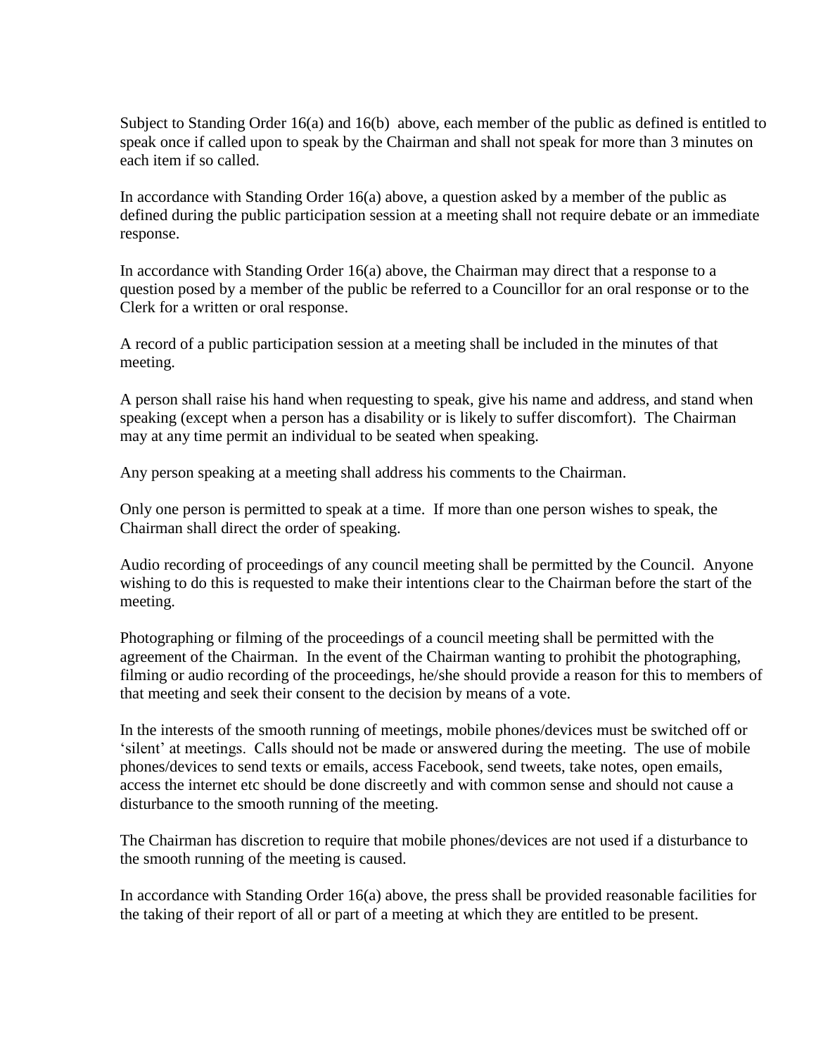Subject to Standing Order 16(a) and 16(b) above, each member of the public as defined is entitled to speak once if called upon to speak by the Chairman and shall not speak for more than 3 minutes on each item if so called.

In accordance with Standing Order 16(a) above, a question asked by a member of the public as defined during the public participation session at a meeting shall not require debate or an immediate response.

In accordance with Standing Order 16(a) above, the Chairman may direct that a response to a question posed by a member of the public be referred to a Councillor for an oral response or to the Clerk for a written or oral response.

A record of a public participation session at a meeting shall be included in the minutes of that meeting.

A person shall raise his hand when requesting to speak, give his name and address, and stand when speaking (except when a person has a disability or is likely to suffer discomfort). The Chairman may at any time permit an individual to be seated when speaking.

Any person speaking at a meeting shall address his comments to the Chairman.

Only one person is permitted to speak at a time. If more than one person wishes to speak, the Chairman shall direct the order of speaking.

Audio recording of proceedings of any council meeting shall be permitted by the Council. Anyone wishing to do this is requested to make their intentions clear to the Chairman before the start of the meeting.

Photographing or filming of the proceedings of a council meeting shall be permitted with the agreement of the Chairman. In the event of the Chairman wanting to prohibit the photographing, filming or audio recording of the proceedings, he/she should provide a reason for this to members of that meeting and seek their consent to the decision by means of a vote.

In the interests of the smooth running of meetings, mobile phones/devices must be switched off or 'silent' at meetings. Calls should not be made or answered during the meeting. The use of mobile phones/devices to send texts or emails, access Facebook, send tweets, take notes, open emails, access the internet etc should be done discreetly and with common sense and should not cause a disturbance to the smooth running of the meeting.

The Chairman has discretion to require that mobile phones/devices are not used if a disturbance to the smooth running of the meeting is caused.

In accordance with Standing Order 16(a) above, the press shall be provided reasonable facilities for the taking of their report of all or part of a meeting at which they are entitled to be present.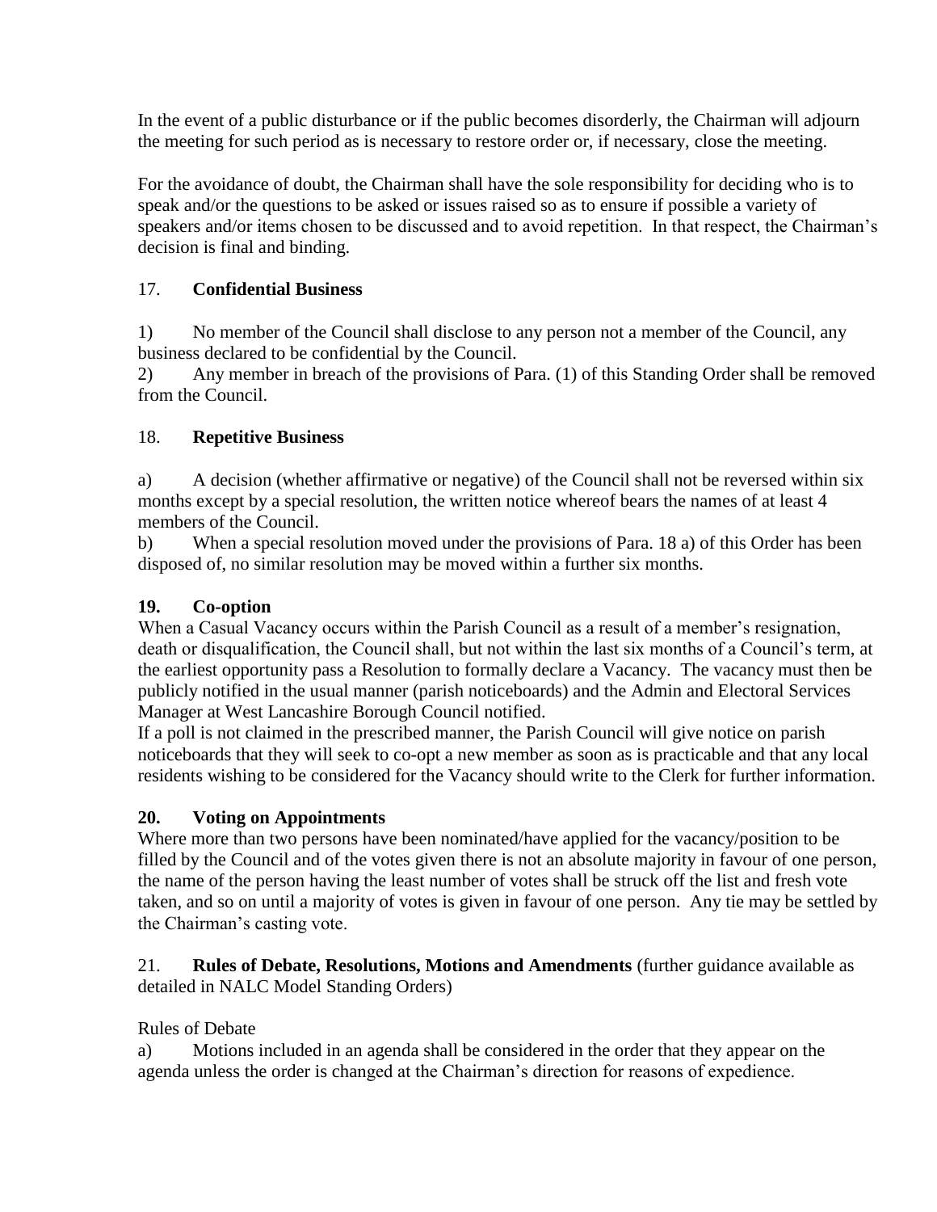In the event of a public disturbance or if the public becomes disorderly, the Chairman will adjourn the meeting for such period as is necessary to restore order or, if necessary, close the meeting.

For the avoidance of doubt, the Chairman shall have the sole responsibility for deciding who is to speak and/or the questions to be asked or issues raised so as to ensure if possible a variety of speakers and/or items chosen to be discussed and to avoid repetition. In that respect, the Chairman's decision is final and binding.

## 17. **Confidential Business**

1) No member of the Council shall disclose to any person not a member of the Council, any business declared to be confidential by the Council.
2) Any member in breach of the provisions of Para. (1) of this Standing Order shall be removed from the Council.

## 18. **Repetitive Business**

a) A decision (whether affirmative or negative) of the Council shall not be reversed within six months except by a special resolution, the written notice whereof bears the names of at least 4 members of the Council.
b) When a special resolution moved under the provisions of Para. 18 a) of this Order has been disposed of, no similar resolution may be moved within a further six months.

## **19. Co-option**

When a Casual Vacancy occurs within the Parish Council as a result of a member's resignation, death or disqualification, the Council shall, but not within the last six months of a Council's term, at the earliest opportunity pass a Resolution to formally declare a Vacancy. The vacancy must then be publicly notified in the usual manner (parish noticeboards) and the Admin and Electoral Services Manager at West Lancashire Borough Council notified.
If a poll is not claimed in the prescribed manner, the Parish Council will give notice on parish noticeboards that they will seek to co-opt a new member as soon as is practicable and that any local residents wishing to be considered for the Vacancy should write to the Clerk for further information.

## **20. Voting on Appointments**

Where more than two persons have been nominated/have applied for the vacancy/position to be filled by the Council and of the votes given there is not an absolute majority in favour of one person, the name of the person having the least number of votes shall be struck off the list and fresh vote taken, and so on until a majority of votes is given in favour of one person. Any tie may be settled by the Chairman's casting vote.

## 21. **Rules of Debate, Resolutions, Motions and Amendments** (further guidance available as detailed in NALC Model Standing Orders)

Rules of Debate

a) Motions included in an agenda shall be considered in the order that they appear on the agenda unless the order is changed at the Chairman's direction for reasons of expedience.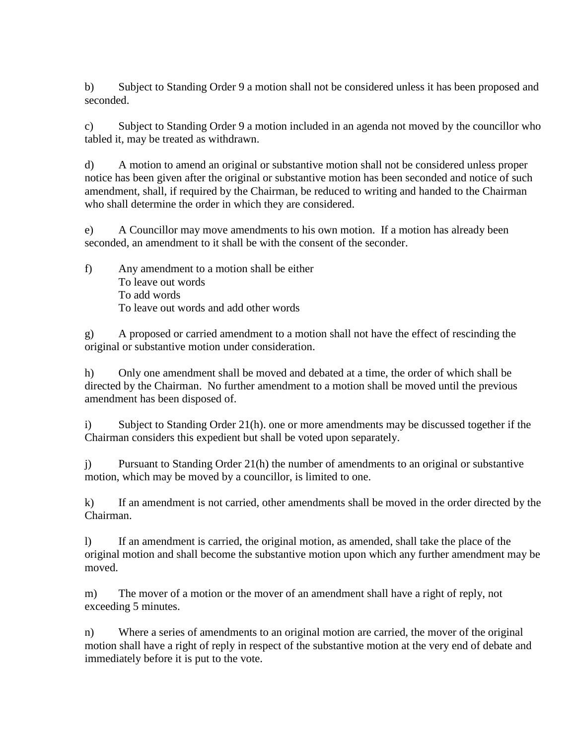b) Subject to Standing Order 9 a motion shall not be considered unless it has been proposed and seconded.

c) Subject to Standing Order 9 a motion included in an agenda not moved by the councillor who tabled it, may be treated as withdrawn.

d) A motion to amend an original or substantive motion shall not be considered unless proper notice has been given after the original or substantive motion has been seconded and notice of such amendment, shall, if required by the Chairman, be reduced to writing and handed to the Chairman who shall determine the order in which they are considered.

e) A Councillor may move amendments to his own motion. If a motion has already been seconded, an amendment to it shall be with the consent of the seconder.

f) Any amendment to a motion shall be either
 To leave out words
 To add words
 To leave out words and add other words

g) A proposed or carried amendment to a motion shall not have the effect of rescinding the original or substantive motion under consideration.

h) Only one amendment shall be moved and debated at a time, the order of which shall be directed by the Chairman. No further amendment to a motion shall be moved until the previous amendment has been disposed of.

i) Subject to Standing Order 21(h). one or more amendments may be discussed together if the Chairman considers this expedient but shall be voted upon separately.

j) Pursuant to Standing Order 21(h) the number of amendments to an original or substantive motion, which may be moved by a councillor, is limited to one.

k) If an amendment is not carried, other amendments shall be moved in the order directed by the Chairman.

l) If an amendment is carried, the original motion, as amended, shall take the place of the original motion and shall become the substantive motion upon which any further amendment may be moved.

m) The mover of a motion or the mover of an amendment shall have a right of reply, not exceeding 5 minutes.

n) Where a series of amendments to an original motion are carried, the mover of the original motion shall have a right of reply in respect of the substantive motion at the very end of debate and immediately before it is put to the vote.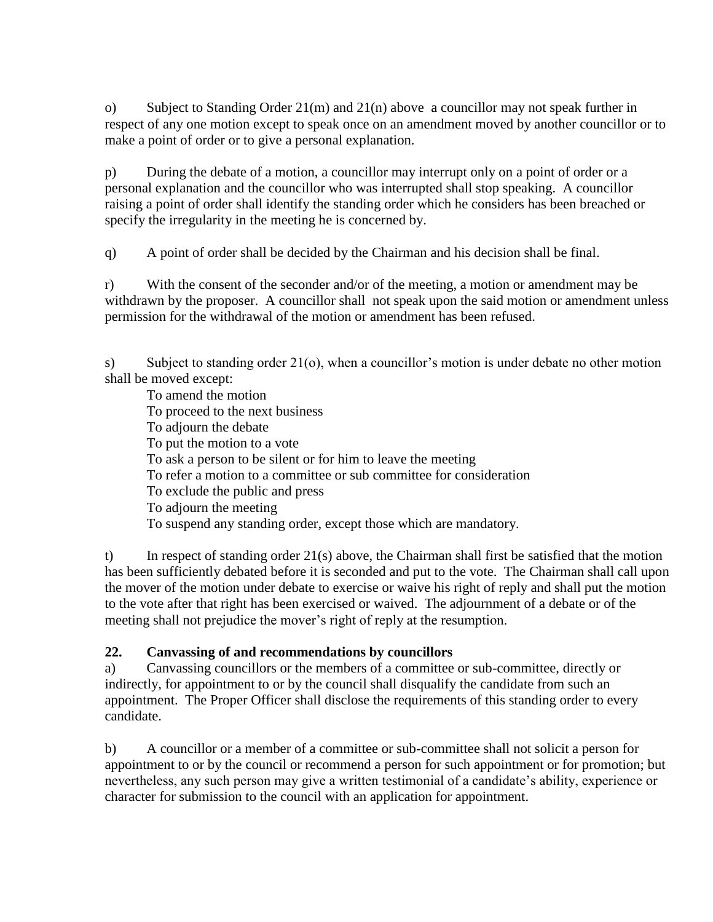o) Subject to Standing Order 21(m) and 21(n) above a councillor may not speak further in respect of any one motion except to speak once on an amendment moved by another councillor or to make a point of order or to give a personal explanation.

p) During the debate of a motion, a councillor may interrupt only on a point of order or a personal explanation and the councillor who was interrupted shall stop speaking. A councillor raising a point of order shall identify the standing order which he considers has been breached or specify the irregularity in the meeting he is concerned by.

q) A point of order shall be decided by the Chairman and his decision shall be final.

r) With the consent of the seconder and/or of the meeting, a motion or amendment may be withdrawn by the proposer. A councillor shall not speak upon the said motion or amendment unless permission for the withdrawal of the motion or amendment has been refused.

s) Subject to standing order 21(o), when a councillor's motion is under debate no other motion shall be moved except:

To amend the motion
To proceed to the next business
To adjourn the debate
To put the motion to a vote
To ask a person to be silent or for him to leave the meeting
To refer a motion to a committee or sub committee for consideration
To exclude the public and press
To adjourn the meeting
To suspend any standing order, except those which are mandatory.

t) In respect of standing order 21(s) above, the Chairman shall first be satisfied that the motion has been sufficiently debated before it is seconded and put to the vote. The Chairman shall call upon the mover of the motion under debate to exercise or waive his right of reply and shall put the motion to the vote after that right has been exercised or waived. The adjournment of a debate or of the meeting shall not prejudice the mover's right of reply at the resumption.

## 22. Canvassing of and recommendations by councillors

a) Canvassing councillors or the members of a committee or sub-committee, directly or indirectly, for appointment to or by the council shall disqualify the candidate from such an appointment. The Proper Officer shall disclose the requirements of this standing order to every candidate.

b) A councillor or a member of a committee or sub-committee shall not solicit a person for appointment to or by the council or recommend a person for such appointment or for promotion; but nevertheless, any such person may give a written testimonial of a candidate's ability, experience or character for submission to the council with an application for appointment.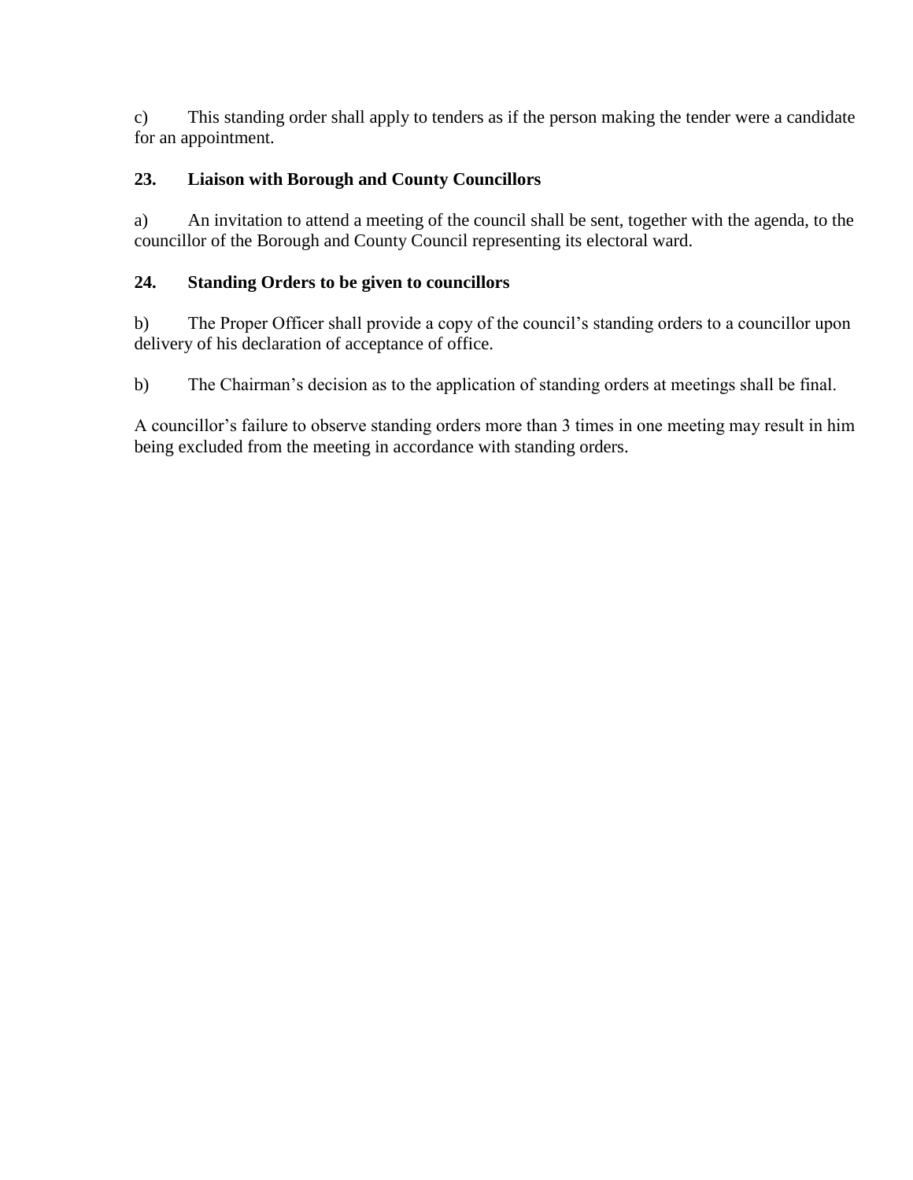c) This standing order shall apply to tenders as if the person making the tender were a candidate for an appointment.

## 23. Liaison with Borough and County Councillors

a) An invitation to attend a meeting of the council shall be sent, together with the agenda, to the councillor of the Borough and County Council representing its electoral ward.

## 24. Standing Orders to be given to councillors

b) The Proper Officer shall provide a copy of the council's standing orders to a councillor upon delivery of his declaration of acceptance of office.

b) The Chairman's decision as to the application of standing orders at meetings shall be final.

A councillor's failure to observe standing orders more than 3 times in one meeting may result in him being excluded from the meeting in accordance with standing orders.